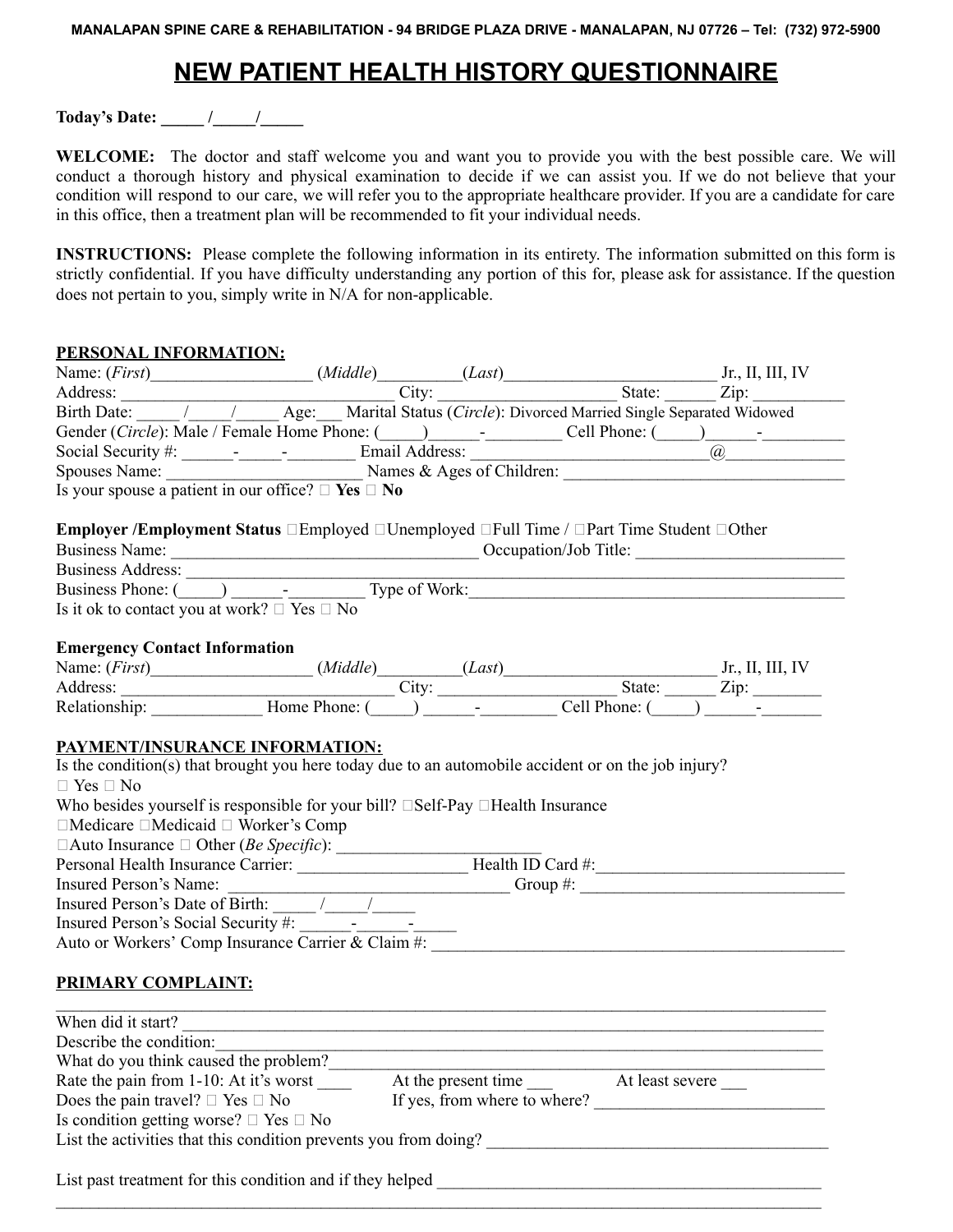MANALAPAN SPINE CARE & REHABILITATION - 94 BRIDGE PLAZA DRIVE - MANALAPAN, NJ 07726 – Tel: (732) 972-5900

# NEW PATIENT HEALTH HISTORY QUESTIONNAIRE

**Today's Date: _____ /_____/_____**

**WELCOME:** The doctor and staff welcome you and want you to provide you with the best possible care. We will conduct a thorough history and physical examination to decide if we can assist you. If we do not believe that your condition will respond to our care, we will refer you to the appropriate healthcare provider. If you are a candidate for care in this office, then a treatment plan will be recommended to fit your individual needs.

**INSTRUCTIONS:** Please complete the following information in its entirety. The information submitted on this form is strictly confidential. If you have difficulty understanding any portion of this for, please ask for assistance. If the question does not pertain to you, simply write in N/A for non-applicable.

## PERSONAL INFORMATION:

Name: (*First*)___________________ (*Middle*)_________(*Last*)_________________________ Jr., II, III, IV
Address: ________________________________ City: _____________________ State: ______ Zip: __________
Birth Date: _____ /_____/_____ Age:___ Marital Status (*Circle*): Divorced Married Single Separated Widowed
Gender (*Circle*): Male / Female Home Phone: (_____)______-_________ Cell Phone: (_____)______-__________
Social Security #: ______-_____-________ Email Address: ___________________________@______________
Spouses Name: ______________________ Names & Ages of Children: _________________________________
Is your spouse a patient in our office? ☐ **Yes** ☐ **No**

**Employer /Employment Status** ☐Employed ☐Unemployed ☐Full Time / ☐Part Time Student ☐Other
Business Name: ____________________________________ Occupation/Job Title: _________________________
Business Address: _____________________________________________________________________________
Business Phone: (_____) ______-_________ Type of Work:______________________________________________
Is it ok to contact you at work? ☐ Yes ☐ No

**Emergency Contact Information**
Name: (*First*)___________________ (*Middle*)_________(*Last*)_________________________ Jr., II, III, IV
Address: ________________________________ City: _____________________ State: ______ Zip: ________
Relationship: _____________ Home Phone: (_____) ______-_________ Cell Phone: (_____) ______-_______

## PAYMENT/INSURANCE INFORMATION:

Is the condition(s) that brought you here today due to an automobile accident or on the job injury?
☐ Yes ☐ No
Who besides yourself is responsible for your bill? ☐Self-Pay ☐Health Insurance
☐Medicare ☐Medicaid ☐ Worker's Comp
☐Auto Insurance ☐ Other (*Be Specific*): ________________________
Personal Health Insurance Carrier: ___________________ Health ID Card #:_____________________________
Insured Person's Name: _________________________________ Group #: _______________________________
Insured Person's Date of Birth: _____ /_____/_____
Insured Person's Social Security #: ______-______-_____
Auto or Workers' Comp Insurance Carrier & Claim #: ________________________________________________

## PRIMARY COMPLAINT:

_____________________________________________________________________________________________
When did it start? _____________________________________________________________________________
Describe the condition:__________________________________________________________________________
What do you think caused the problem?______________________________________________________________
Rate the pain from 1-10: At it's worst ____ At the present time ___ At least severe ___
Does the pain travel? ☐ Yes ☐ No If yes, from where to where? ___________________________
Is condition getting worse? ☐ Yes ☐ No
List the activities that this condition prevents you from doing? ________________________________________

List past treatment for this condition and if they helped _______________________________________________
_____________________________________________________________________________________________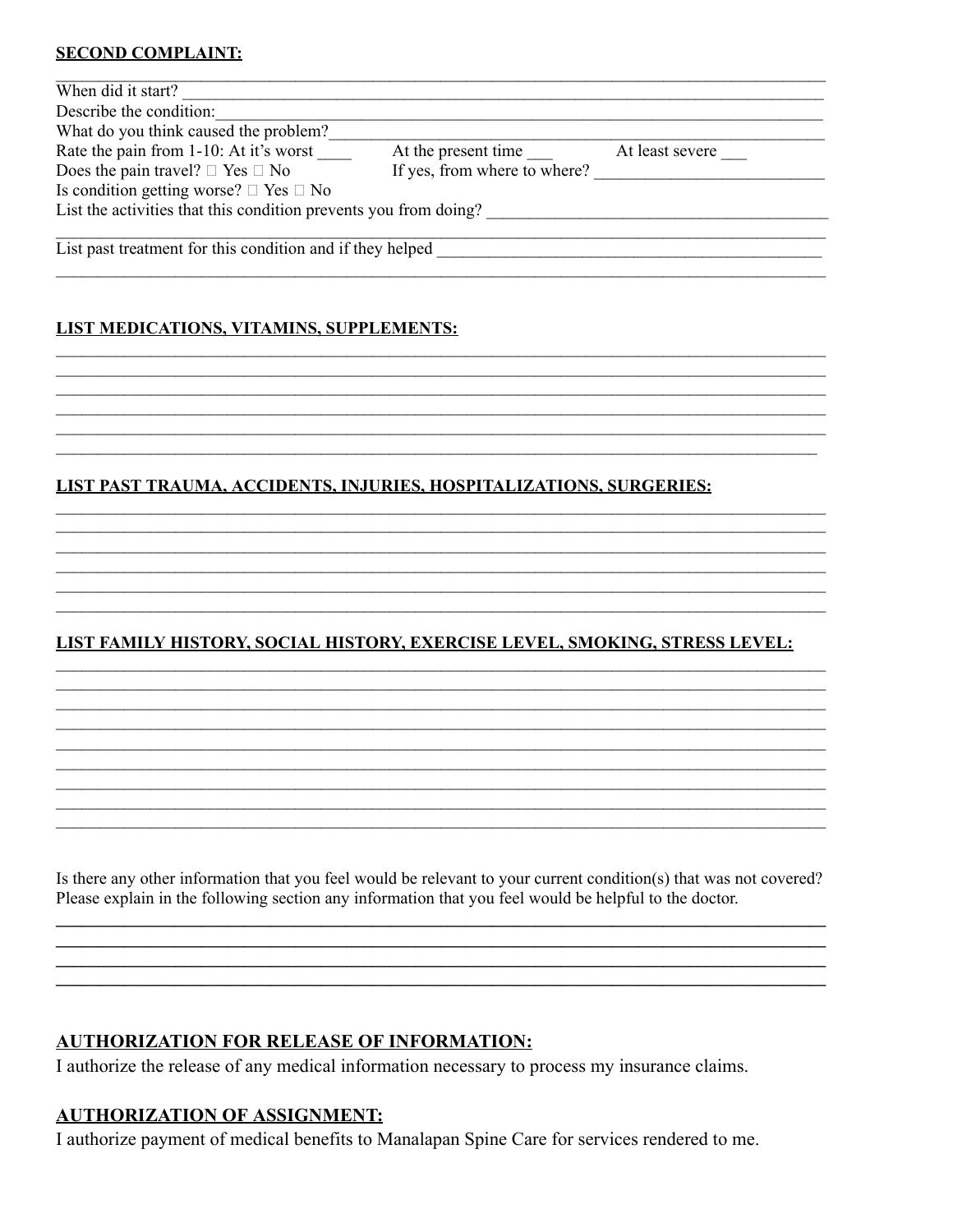**SECOND COMPLAINT:**

_______________________________________________________________________________

When did it start? ______________________________________________________________

Describe the condition:__________________________________________________________

What do you think caused the problem?____________________________________________

Rate the pain from 1-10: At it's worst ____ At the present time ___ At least severe ___

Does the pain travel? ☐ Yes ☐ No If yes, from where to where? ___________________________

Is condition getting worse? ☐ Yes ☐ No

List the activities that this condition prevents you from doing? _________________________________

_______________________________________________________________________________

List past treatment for this condition and if they helped ___________________________________

_______________________________________________________________________________

**LIST MEDICATIONS, VITAMINS, SUPPLEMENTS:**

_______________________________________________________________________________
_______________________________________________________________________________
_______________________________________________________________________________
_______________________________________________________________________________
_______________________________________________________________________________
_______________________________________________________________________________

**LIST PAST TRAUMA, ACCIDENTS, INJURIES, HOSPITALIZATIONS, SURGERIES:**

_______________________________________________________________________________
_______________________________________________________________________________
_______________________________________________________________________________
_______________________________________________________________________________
_______________________________________________________________________________
_______________________________________________________________________________

**LIST FAMILY HISTORY, SOCIAL HISTORY, EXERCISE LEVEL, SMOKING, STRESS LEVEL:**

_______________________________________________________________________________
_______________________________________________________________________________
_______________________________________________________________________________
_______________________________________________________________________________
_______________________________________________________________________________
_______________________________________________________________________________
_______________________________________________________________________________
_______________________________________________________________________________
_______________________________________________________________________________

Is there any other information that you feel would be relevant to your current condition(s) that was not covered? Please explain in the following section any information that you feel would be helpful to the doctor.

_______________________________________________________________________________
_______________________________________________________________________________
_______________________________________________________________________________
_______________________________________________________________________________

## AUTHORIZATION FOR RELEASE OF INFORMATION:

I authorize the release of any medical information necessary to process my insurance claims.

## AUTHORIZATION OF ASSIGNMENT:

I authorize payment of medical benefits to Manalapan Spine Care for services rendered to me.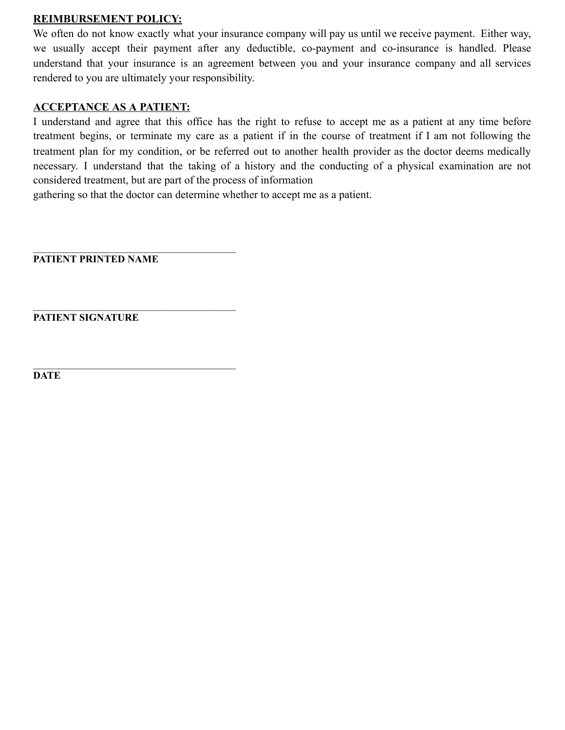**REIMBURSEMENT POLICY:**

We often do not know exactly what your insurance company will pay us until we receive payment. Either way, we usually accept their payment after any deductible, co-payment and co-insurance is handled. Please understand that your insurance is an agreement between you and your insurance company and all services rendered to you are ultimately your responsibility.

**ACCEPTANCE AS A PATIENT:**

I understand and agree that this office has the right to refuse to accept me as a patient at any time before treatment begins, or terminate my care as a patient if in the course of treatment if I am not following the treatment plan for my condition, or be referred out to another health provider as the doctor deems medically necessary. I understand that the taking of a history and the conducting of a physical examination are not considered treatment, but are part of the process of information gathering so that the doctor can determine whether to accept me as a patient.

\_\_\_\_\_\_\_\_\_\_\_\_\_\_\_\_\_\_\_\_\_\_\_\_\_\_\_\_\_\_\_\_\_\_\_\_\_\_\_\_
**PATIENT PRINTED NAME**

\_\_\_\_\_\_\_\_\_\_\_\_\_\_\_\_\_\_\_\_\_\_\_\_\_\_\_\_\_\_\_\_\_\_\_\_\_\_\_\_
**PATIENT SIGNATURE**

\_\_\_\_\_\_\_\_\_\_\_\_\_\_\_\_\_\_\_\_\_\_\_\_\_\_\_\_\_\_\_\_\_\_\_\_\_\_\_\_
**DATE**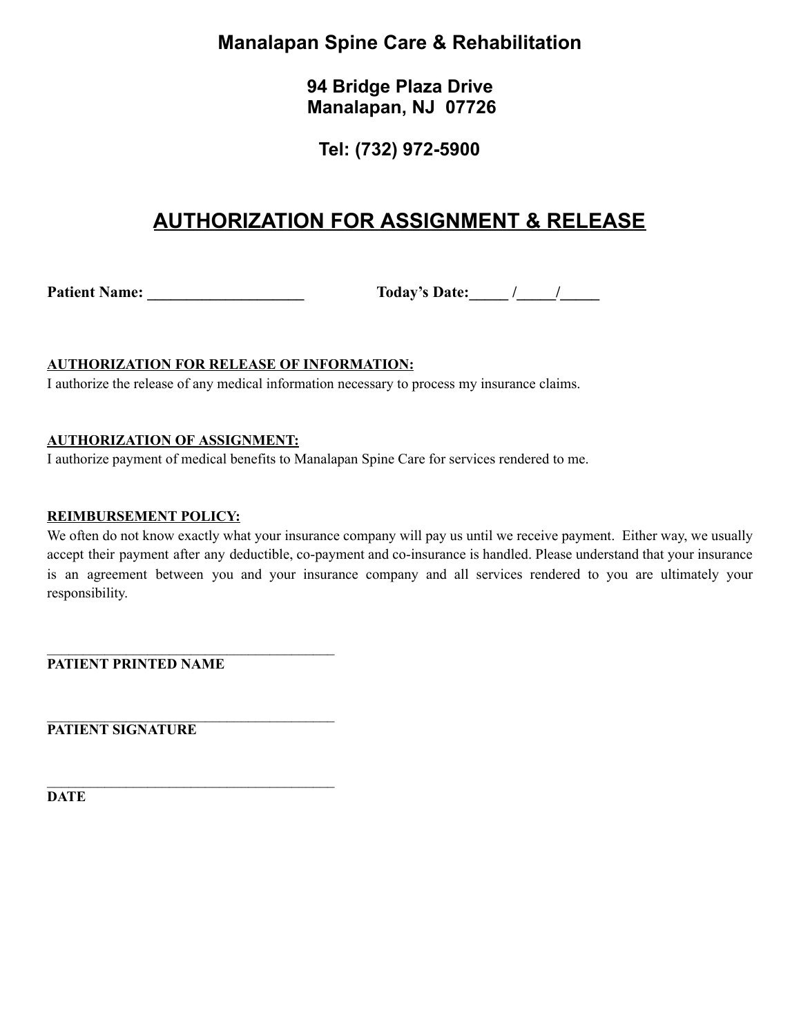# Manalapan Spine Care & Rehabilitation

**94 Bridge Plaza Drive**
**Manalapan, NJ 07726**

**Tel: (732) 972-5900**

## AUTHORIZATION FOR ASSIGNMENT & RELEASE

**Patient Name: ____________________** **Today's Date:_____ /_____/_____**

**AUTHORIZATION FOR RELEASE OF INFORMATION:**
I authorize the release of any medical information necessary to process my insurance claims.

**AUTHORIZATION OF ASSIGNMENT:**
I authorize payment of medical benefits to Manalapan Spine Care for services rendered to me.

**REIMBURSEMENT POLICY:**
We often do not know exactly what your insurance company will pay us until we receive payment. Either way, we usually accept their payment after any deductible, co-payment and co-insurance is handled. Please understand that your insurance is an agreement between you and your insurance company and all services rendered to you are ultimately your responsibility.

________________________________________
**PATIENT PRINTED NAME**

________________________________________
**PATIENT SIGNATURE**

________________________________________
**DATE**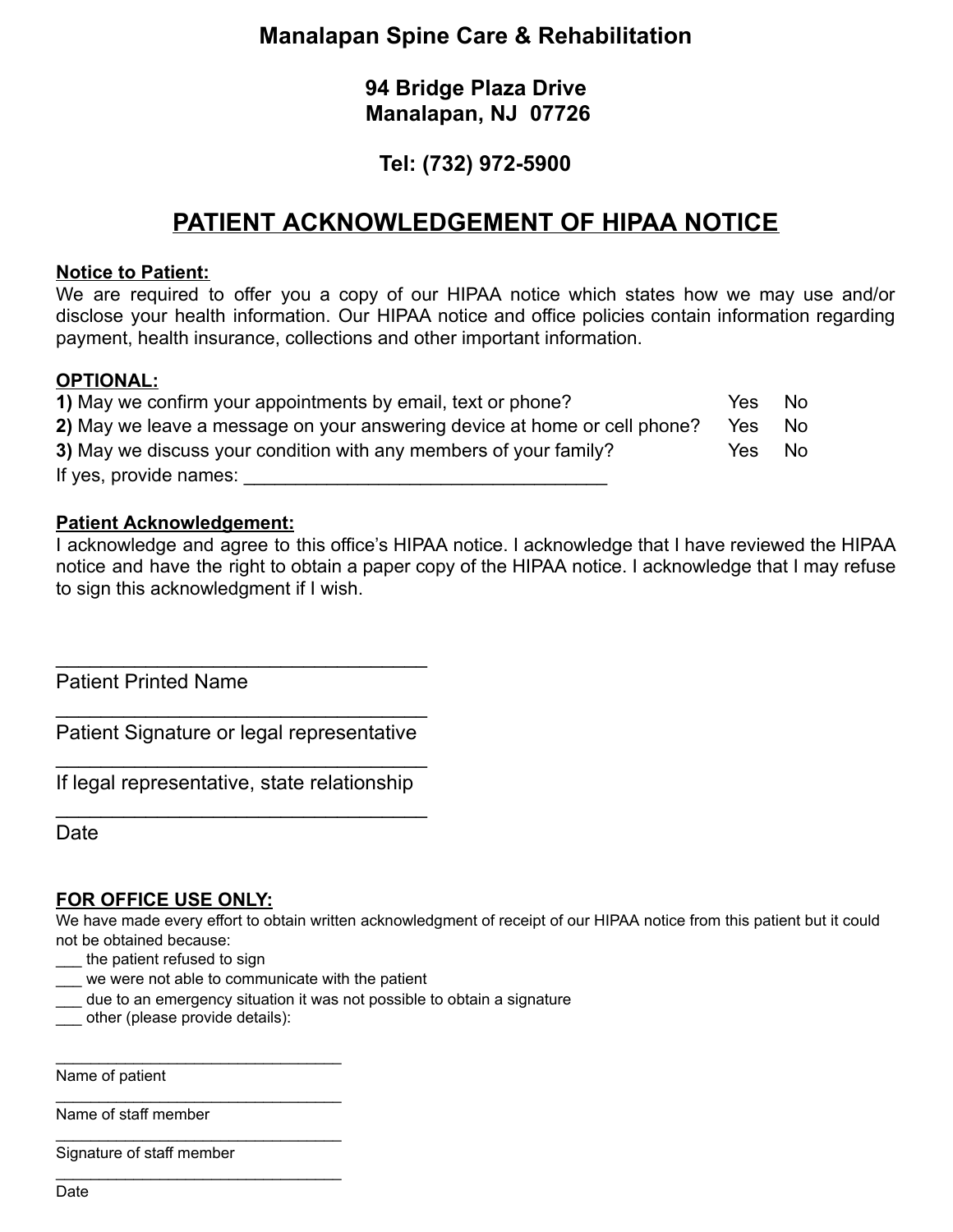# Manalapan Spine Care & Rehabilitation

**94 Bridge Plaza Drive**
**Manalapan, NJ 07726**

**Tel: (732) 972-5900**

## PATIENT ACKNOWLEDGEMENT OF HIPAA NOTICE

**Notice to Patient:**
We are required to offer you a copy of our HIPAA notice which states how we may use and/or disclose your health information. Our HIPAA notice and office policies contain information regarding payment, health insurance, collections and other important information.

**OPTIONAL:**

**1)** May we confirm your appointments by email, text or phone? Yes No

**2)** May we leave a message on your answering device at home or cell phone? Yes No

**3)** May we discuss your condition with any members of your family? Yes No

If yes, provide names: ___________________________________

**Patient Acknowledgement:**
I acknowledge and agree to this office's HIPAA notice. I acknowledge that I have reviewed the HIPAA notice and have the right to obtain a paper copy of the HIPAA notice. I acknowledge that I may refuse to sign this acknowledgment if I wish.

___________________________________
Patient Printed Name

___________________________________
Patient Signature or legal representative

___________________________________
If legal representative, state relationship

___________________________________
Date

**FOR OFFICE USE ONLY:**
We have made every effort to obtain written acknowledgment of receipt of our HIPAA notice from this patient but it could not be obtained because:

___ the patient refused to sign
___ we were not able to communicate with the patient
___ due to an emergency situation it was not possible to obtain a signature
___ other (please provide details):

___________________________________
Name of patient

___________________________________
Name of staff member

___________________________________
Signature of staff member

___________________________________
Date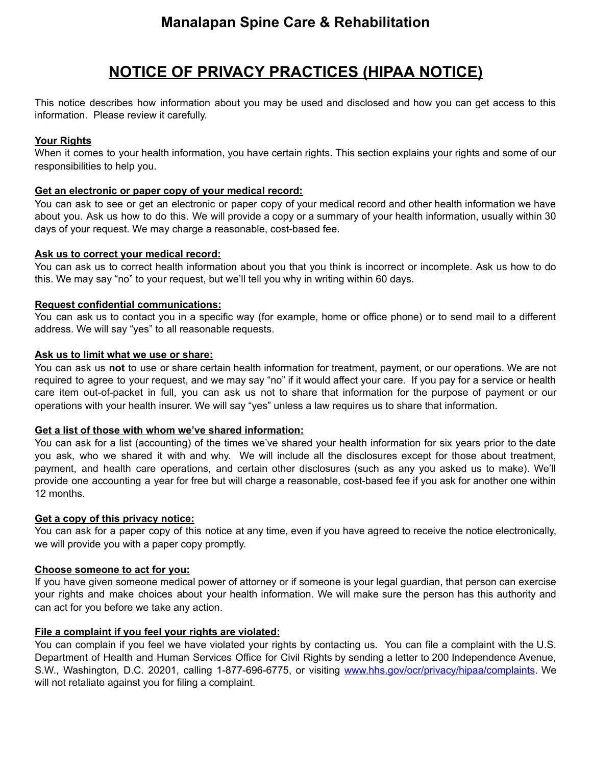# Manalapan Spine Care & Rehabilitation

## NOTICE OF PRIVACY PRACTICES (HIPAA NOTICE)

This notice describes how information about you may be used and disclosed and how you can get access to this information. Please review it carefully.

**Your Rights**

When it comes to your health information, you have certain rights. This section explains your rights and some of our responsibilities to help you.

**Get an electronic or paper copy of your medical record:**

You can ask to see or get an electronic or paper copy of your medical record and other health information we have about you. Ask us how to do this. We will provide a copy or a summary of your health information, usually within 30 days of your request. We may charge a reasonable, cost-based fee.

**Ask us to correct your medical record:**

You can ask us to correct health information about you that you think is incorrect or incomplete. Ask us how to do this. We may say "no" to your request, but we'll tell you why in writing within 60 days.

**Request confidential communications:**

You can ask us to contact you in a specific way (for example, home or office phone) or to send mail to a different address. We will say "yes" to all reasonable requests.

**Ask us to limit what we use or share:**

You can ask us **not** to use or share certain health information for treatment, payment, or our operations. We are not required to agree to your request, and we may say "no" if it would affect your care. If you pay for a service or health care item out-of-packet in full, you can ask us not to share that information for the purpose of payment or our operations with your health insurer. We will say "yes" unless a law requires us to share that information.

**Get a list of those with whom we've shared information:**

You can ask for a list (accounting) of the times we've shared your health information for six years prior to the date you ask, who we shared it with and why. We will include all the disclosures except for those about treatment, payment, and health care operations, and certain other disclosures (such as any you asked us to make). We'll provide one accounting a year for free but will charge a reasonable, cost-based fee if you ask for another one within 12 months.

**Get a copy of this privacy notice:**

You can ask for a paper copy of this notice at any time, even if you have agreed to receive the notice electronically, we will provide you with a paper copy promptly.

**Choose someone to act for you:**

If you have given someone medical power of attorney or if someone is your legal guardian, that person can exercise your rights and make choices about your health information. We will make sure the person has this authority and can act for you before we take any action.

**File a complaint if you feel your rights are violated:**

You can complain if you feel we have violated your rights by contacting us. You can file a complaint with the U.S. Department of Health and Human Services Office for Civil Rights by sending a letter to 200 Independence Avenue, S.W., Washington, D.C. 20201, calling 1-877-696-6775, or visiting www.hhs.gov/ocr/privacy/hipaa/complaints. We will not retaliate against you for filing a complaint.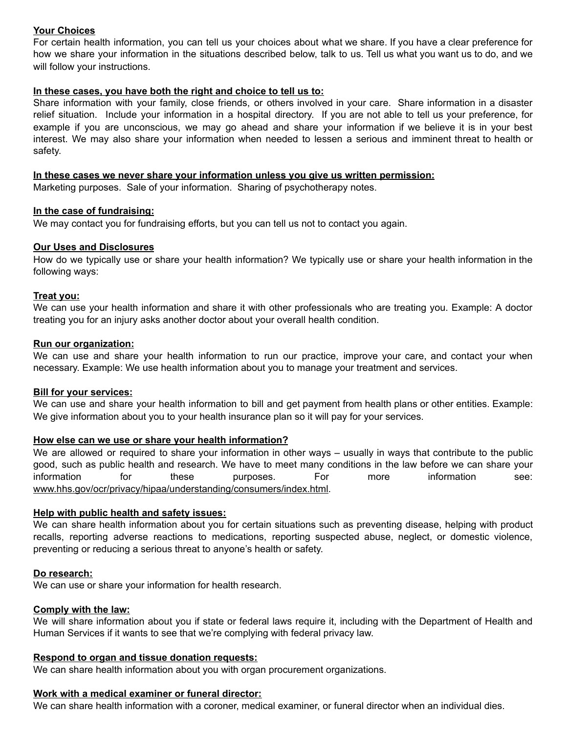**Your Choices**

For certain health information, you can tell us your choices about what we share. If you have a clear preference for how we share your information in the situations described below, talk to us. Tell us what you want us to do, and we will follow your instructions.

**In these cases, you have both the right and choice to tell us to:**

Share information with your family, close friends, or others involved in your care. Share information in a disaster relief situation. Include your information in a hospital directory. If you are not able to tell us your preference, for example if you are unconscious, we may go ahead and share your information if we believe it is in your best interest. We may also share your information when needed to lessen a serious and imminent threat to health or safety.

**In these cases we never share your information unless you give us written permission:**

Marketing purposes. Sale of your information. Sharing of psychotherapy notes.

**In the case of fundraising:**

We may contact you for fundraising efforts, but you can tell us not to contact you again.

**Our Uses and Disclosures**

How do we typically use or share your health information? We typically use or share your health information in the following ways:

**Treat you:**

We can use your health information and share it with other professionals who are treating you. Example: A doctor treating you for an injury asks another doctor about your overall health condition.

**Run our organization:**

We can use and share your health information to run our practice, improve your care, and contact your when necessary. Example: We use health information about you to manage your treatment and services.

**Bill for your services:**

We can use and share your health information to bill and get payment from health plans or other entities. Example: We give information about you to your health insurance plan so it will pay for your services.

**How else can we use or share your health information?**

We are allowed or required to share your information in other ways – usually in ways that contribute to the public good, such as public health and research. We have to meet many conditions in the law before we can share your information for these purposes. For more information see: www.hhs.gov/ocr/privacy/hipaa/understanding/consumers/index.html.

**Help with public health and safety issues:**

We can share health information about you for certain situations such as preventing disease, helping with product recalls, reporting adverse reactions to medications, reporting suspected abuse, neglect, or domestic violence, preventing or reducing a serious threat to anyone's health or safety.

**Do research:**

We can use or share your information for health research.

**Comply with the law:**

We will share information about you if state or federal laws require it, including with the Department of Health and Human Services if it wants to see that we're complying with federal privacy law.

**Respond to organ and tissue donation requests:**

We can share health information about you with organ procurement organizations.

**Work with a medical examiner or funeral director:**

We can share health information with a coroner, medical examiner, or funeral director when an individual dies.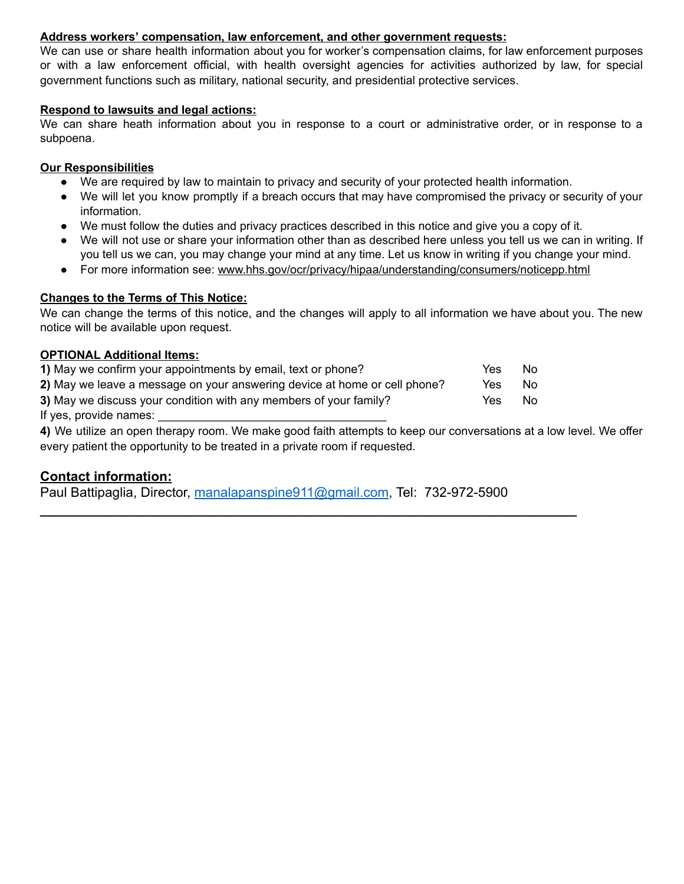**Address workers' compensation, law enforcement, and other government requests:**

We can use or share health information about you for worker's compensation claims, for law enforcement purposes or with a law enforcement official, with health oversight agencies for activities authorized by law, for special government functions such as military, national security, and presidential protective services.

**Respond to lawsuits and legal actions:**

We can share heath information about you in response to a court or administrative order, or in response to a subpoena.

**Our Responsibilities**

- We are required by law to maintain to privacy and security of your protected health information.
- We will let you know promptly if a breach occurs that may have compromised the privacy or security of your information.
- We must follow the duties and privacy practices described in this notice and give you a copy of it.
- We will not use or share your information other than as described here unless you tell us we can in writing. If you tell us we can, you may change your mind at any time. Let us know in writing if you change your mind.
- For more information see: www.hhs.gov/ocr/privacy/hipaa/understanding/consumers/noticepp.html

**Changes to the Terms of This Notice:**

We can change the terms of this notice, and the changes will apply to all information we have about you. The new notice will be available upon request.

**OPTIONAL Additional Items:**

**1)** May we confirm your appointments by email, text or phone? Yes No

**2)** May we leave a message on your answering device at home or cell phone? Yes No

**3)** May we discuss your condition with any members of your family? Yes No

If yes, provide names: ___________________________________

**4)** We utilize an open therapy room. We make good faith attempts to keep our conversations at a low level. We offer every patient the opportunity to be treated in a private room if requested.

## Contact information:

Paul Battipaglia, Director, manalapanspine911@gmail.com, Tel: 732-972-5900